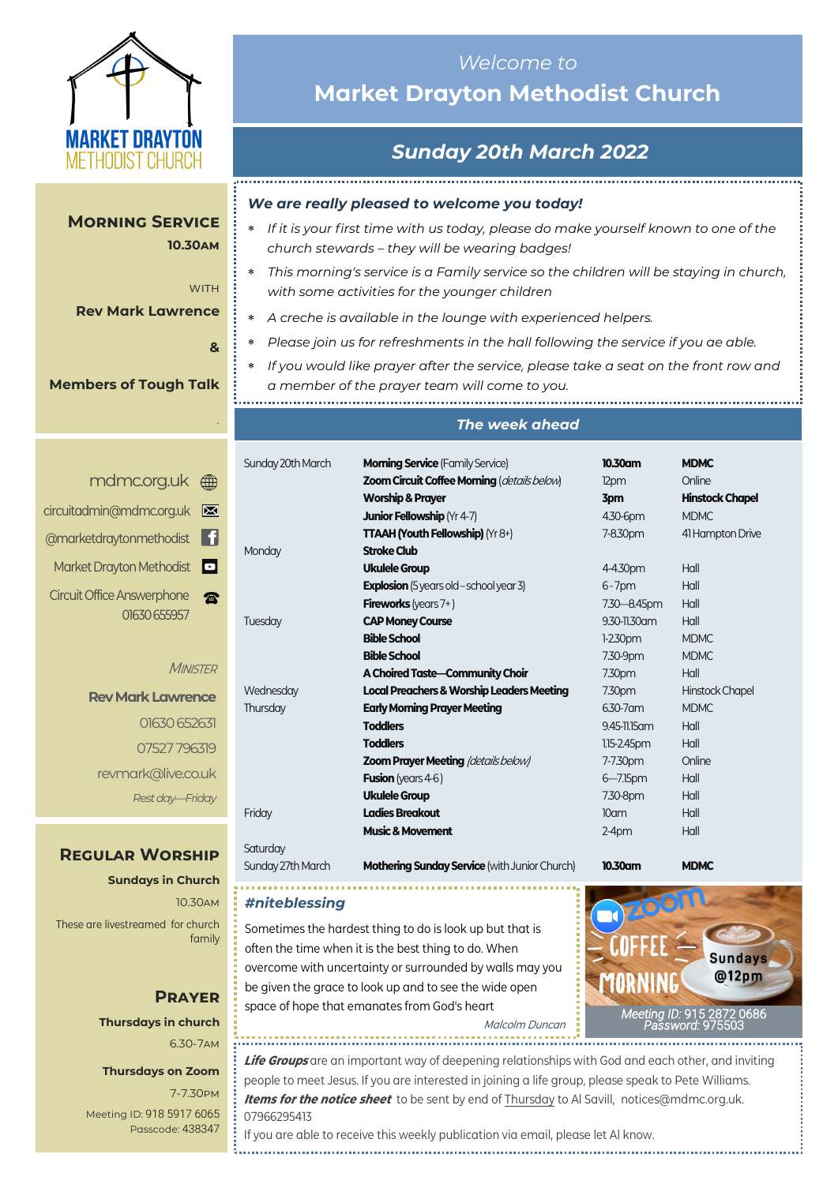MARKET DRAYTON
METHODIST CHURCH

*Welcome to*

# Market Drayton Methodist Church

## *Sunday 20th March 2022*

**MORNING SERVICE**
**10.30AM**

WITH

**Rev Mark Lawrence**

**&**

**Members of Tough Talk**

***We are really pleased to welcome you today!***

- *If it is your first time with us today, please do make yourself known to one of the church stewards – they will be wearing badges!*
- *This morning's service is a Family service so the children will be staying in church, with some activities for the younger children*
- *A creche is available in the lounge with experienced helpers.*
- *Please join us for refreshments in the hall following the service if you ae able.*
- *If you would like prayer after the service, please take a seat on the front row and a member of the prayer team will come to you.*

### *The week ahead*

| | | | |
|---|---|---|---|
| Sunday 20th March | **Morning Service** (Family Service) | **10.30am** | **MDMC** |
| | **Zoom Circuit Coffee Morning** (*details below*) | 12pm | Online |
| | **Worship & Prayer** | **3pm** | **Hinstock Chapel** |
| | **Junior Fellowship** (Yr 4-7) | 4.30-6pm | MDMC |
| | **TTAAH (Youth Fellowship)** (Yr 8+) | 7-8.30pm | 41 Hampton Drive |
| Monday | **Stroke Club** | | |
| | **Ukulele Group** | 4-4.30pm | Hall |
| | **Explosion** (5 years old – school year 3) | 6 - 7pm | Hall |
| | **Fireworks** (years 7+) | 7.30—8.45pm | Hall |
| Tuesday | **CAP Money Course** | 9.30-11.30am | Hall |
| | **Bible School** | 1-2.30pm | MDMC |
| | **Bible School** | 7.30-9pm | MDMC |
| | **A Choired Taste—Community Choir** | 7.30pm | Hall |
| Wednesday | **Local Preachers & Worship Leaders Meeting** | 7.30pm | Hinstock Chapel |
| Thursday | **Early Morning Prayer Meeting** | 6.30-7am | MDMC |
| | **Toddlers** | 9.45-11.15am | Hall |
| | **Toddlers** | 1.15-2.45pm | Hall |
| | **Zoom Prayer Meeting** (*details below*) | 7-7.30pm | Online |
| | **Fusion** (years 4-6) | 6—7.15pm | Hall |
| | **Ukulele Group** | 7.30-8pm | Hall |
| Friday | **Ladies Breakout** | 10am | Hall |
| | **Music & Movement** | 2-4pm | Hall |
| Saturday | | | |
| Sunday 27th March | **Mothering Sunday Service** (with Junior Church) | **10.30am** | **MDMC** |

mdmc.org.uk

circuitadmin@mdmc.org.uk

@marketdraytonmethodist

Market Drayton Methodist

Circuit Office Answerphone
01630 655957

*MINISTER*

**Rev Mark Lawrence**

01630 652631

07527 796319

revmark@live.co.uk

*Rest day—Friday*

**REGULAR WORSHIP**

**Sundays in Church**

10.30AM

These are livestreamed for church family

**PRAYER**

**Thursdays in church**

6.30-7AM

**Thursdays on Zoom**

7-7.30PM

Meeting ID: 918 5917 6065
Passcode: 438347

### *#niteblessing*

Sometimes the hardest thing to do is look up but that is often the time when it is the best thing to do. When overcome with uncertainty or surrounded by walls may you be given the grace to look up and to see the wide open space of hope that emanates from God's heart

*Malcolm Duncan*

zoom COFFEE MORNING Sundays @12pm

*Meeting ID:* 915 2872 0686
*Password:* 975503

***Life Groups*** are an important way of deepening relationships with God and each other, and inviting people to meet Jesus. If you are interested in joining a life group, please speak to Pete Williams.
***Items for the notice sheet*** to be sent by end of Thursday to Al Savill, notices@mdmc.org.uk. 07966295413
If you are able to receive this weekly publication via email, please let Al know.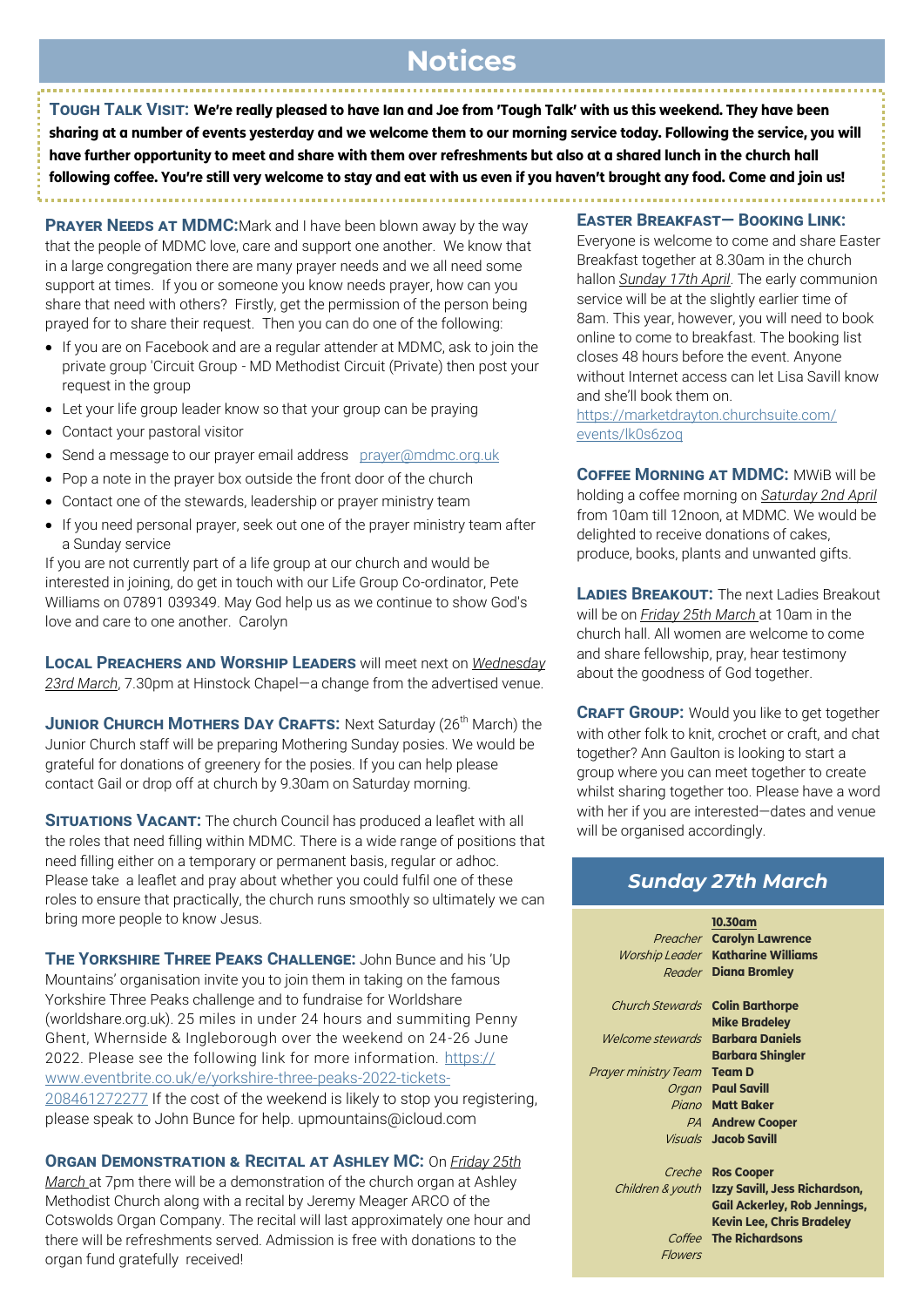# Notices

**TOUGH TALK VISIT: We're really pleased to have Ian and Joe from 'Tough Talk' with us this weekend. They have been sharing at a number of events yesterday and we welcome them to our morning service today. Following the service, you will have further opportunity to meet and share with them over refreshments but also at a shared lunch in the church hall following coffee. You're still very welcome to stay and eat with us even if you haven't brought any food. Come and join us!**

**PRAYER NEEDS AT MDMC:** Mark and I have been blown away by the way that the people of MDMC love, care and support one another. We know that in a large congregation there are many prayer needs and we all need some support at times. If you or someone you know needs prayer, how can you share that need with others? Firstly, get the permission of the person being prayed for to share their request. Then you can do one of the following:

- If you are on Facebook and are a regular attender at MDMC, ask to join the private group 'Circuit Group - MD Methodist Circuit (Private) then post your request in the group
- Let your life group leader know so that your group can be praying
- Contact your pastoral visitor
- Send a message to our prayer email address prayer@mdmc.org.uk
- Pop a note in the prayer box outside the front door of the church
- Contact one of the stewards, leadership or prayer ministry team
- If you need personal prayer, seek out one of the prayer ministry team after a Sunday service

If you are not currently part of a life group at our church and would be interested in joining, do get in touch with our Life Group Co-ordinator, Pete Williams on 07891 039349. May God help us as we continue to show God's love and care to one another. Carolyn

**LOCAL PREACHERS AND WORSHIP LEADERS** will meet next on *Wednesday 23rd March*, 7.30pm at Hinstock Chapel—a change from the advertised venue.

**JUNIOR CHURCH MOTHERS DAY CRAFTS:** Next Saturday (26th March) the Junior Church staff will be preparing Mothering Sunday posies. We would be grateful for donations of greenery for the posies. If you can help please contact Gail or drop off at church by 9.30am on Saturday morning.

**SITUATIONS VACANT:** The church Council has produced a leaflet with all the roles that need filling within MDMC. There is a wide range of positions that need filling either on a temporary or permanent basis, regular or adhoc. Please take a leaflet and pray about whether you could fulfil one of these roles to ensure that practically, the church runs smoothly so ultimately we can bring more people to know Jesus.

**THE YORKSHIRE THREE PEAKS CHALLENGE:** John Bunce and his 'Up Mountains' organisation invite you to join them in taking on the famous Yorkshire Three Peaks challenge and to fundraise for Worldshare (worldshare.org.uk). 25 miles in under 24 hours and summiting Penny Ghent, Whernside & Ingleborough over the weekend on 24-26 June 2022. Please see the following link for more information. https://www.eventbrite.co.uk/e/yorkshire-three-peaks-2022-tickets-208461272277 If the cost of the weekend is likely to stop you registering, please speak to John Bunce for help. upmountains@icloud.com

**ORGAN DEMONSTRATION & RECITAL AT ASHLEY MC:** On *Friday 25th March* at 7pm there will be a demonstration of the church organ at Ashley Methodist Church along with a recital by Jeremy Meager ARCO of the Cotswolds Organ Company. The recital will last approximately one hour and there will be refreshments served. Admission is free with donations to the organ fund gratefully received!

**EASTER BREAKFAST— BOOKING LINK:** Everyone is welcome to come and share Easter Breakfast together at 8.30am in the church hallon *Sunday 17th April*. The early communion service will be at the slightly earlier time of 8am. This year, however, you will need to book online to come to breakfast. The booking list closes 48 hours before the event. Anyone without Internet access can let Lisa Savill know and she'll book them on. https://marketdrayton.churchsuite.com/events/lk0s6zoq

**COFFEE MORNING AT MDMC:** MWiB will be holding a coffee morning on *Saturday 2nd April* from 10am till 12noon, at MDMC. We would be delighted to receive donations of cakes, produce, books, plants and unwanted gifts.

**LADIES BREAKOUT:** The next Ladies Breakout will be on *Friday 25th March* at 10am in the church hall. All women are welcome to come and share fellowship, pray, hear testimony about the goodness of God together.

**CRAFT GROUP:** Would you like to get together with other folk to knit, crochet or craft, and chat together? Ann Gaulton is looking to start a group where you can meet together to create whilst sharing together too. Please have a word with her if you are interested—dates and venue will be organised accordingly.

## Sunday 27th March

| | **10.30am** |
|---|---|
| *Preacher* | **Carolyn Lawrence** |
| *Worship Leader* | **Katharine Williams** |
| *Reader* | **Diana Bromley** |
| *Church Stewards* | **Colin Barthorpe, Mike Bradeley** |
| *Welcome stewards* | **Barbara Daniels, Barbara Shingler** |
| *Prayer ministry Team* | **Team D** |
| *Organ* | **Paul Savill** |
| *Piano* | **Matt Baker** |
| *PA* | **Andrew Cooper** |
| *Visuals* | **Jacob Savill** |
| *Creche* | **Ros Cooper** |
| *Children & youth* | **Izzy Savill, Jess Richardson, Gail Ackerley, Rob Jennings, Kevin Lee, Chris Bradeley** |
| *Coffee* | **The Richardsons** |
| *Flowers* | |